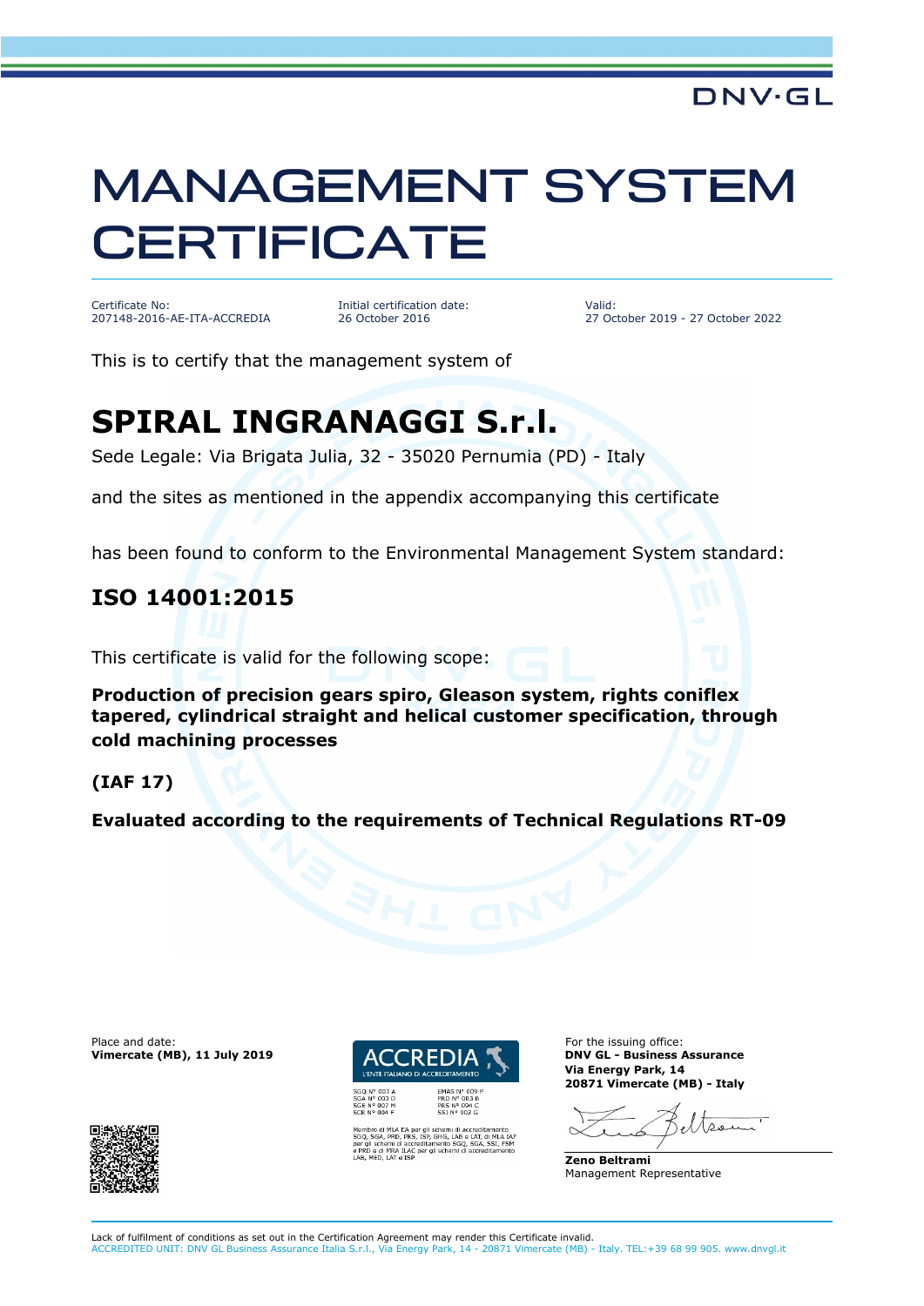DNV·GL

# MANAGEMENT SYSTEM CERTIFICATE

| | | |
|---|---|---|
| Certificate No:<br>207148-2016-AE-ITA-ACCREDIA | Initial certification date:<br>26 October 2016 | Valid:<br>27 October 2019 - 27 October 2022 |

This is to certify that the management system of

## SPIRAL INGRANAGGI S.r.l.

Sede Legale: Via Brigata Julia, 32 - 35020 Pernumia (PD) - Italy

and the sites as mentioned in the appendix accompanying this certificate

has been found to conform to the Environmental Management System standard:

## ISO 14001:2015

This certificate is valid for the following scope:

**Production of precision gears spiro, Gleason system, rights coniflex tapered, cylindrical straight and helical customer specification, through cold machining processes**

**(IAF 17)**

**Evaluated according to the requirements of Technical Regulations RT-09**

Place and date:
**Vimercate (MB), 11 July 2019**

ACCREDIA
L'ENTE ITALIANO DI ACCREDITAMENTO

SGQ N° 003 A
SGA N° 003 D
SGE N° 007 M
SCR N° 004 F

EMAS N° 009 P
PRD N° 003 B
PRS N° 094 C
SSI N° 002 G

Membro di MLA EA per gli schemi di accreditamento SGQ, SGA, PRD, PRS, ISP, GHG, LAB e LAT, di MLA IAF per gli schemi di accreditamento SGQ, SGA, SSI, FSM e PRD e di MRA ILAC per gli schemi di accreditamento LAB, MED, LAT e ISP

For the issuing office:
**DNV GL - Business Assurance**
**Via Energy Park, 14**
**20871 Vimercate (MB) - Italy**

**Zeno Beltrami**
Management Representative

Lack of fulfilment of conditions as set out in the Certification Agreement may render this Certificate invalid.
ACCREDITED UNIT: DNV GL Business Assurance Italia S.r.l., Via Energy Park, 14 - 20871 Vimercate (MB) - Italy. TEL:+39 68 99 905. www.dnvgl.it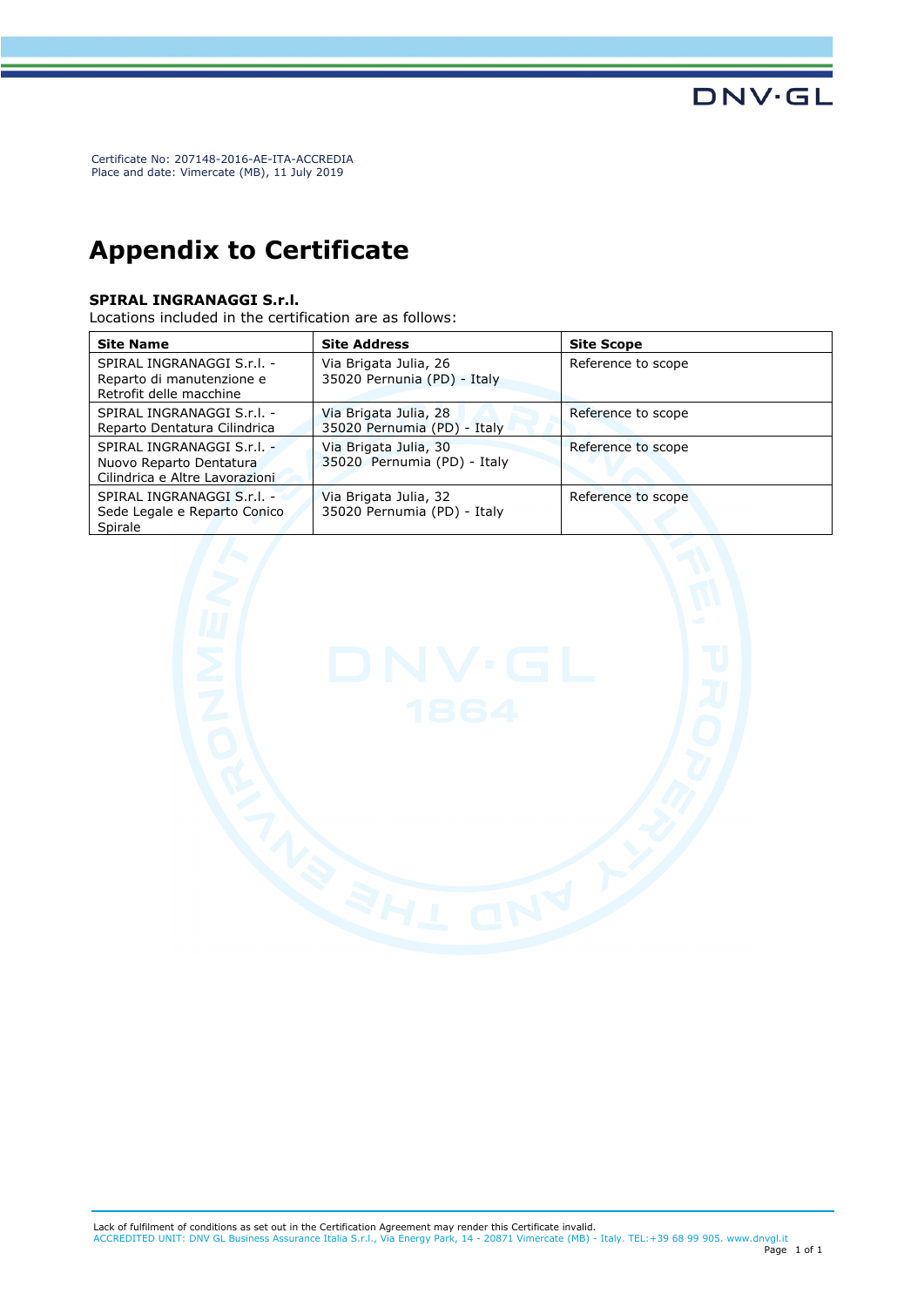Certificate No: 207148-2016-AE-ITA-ACCREDIA
Place and date: Vimercate (MB), 11 July 2019

# Appendix to Certificate

**SPIRAL INGRANAGGI S.r.l.**
Locations included in the certification are as follows:

| Site Name | Site Address | Site Scope |
|---|---|---|
| SPIRAL INGRANAGGI S.r.l. - Reparto di manutenzione e Retrofit delle macchine | Via Brigata Julia, 26 35020 Pernunia (PD) - Italy | Reference to scope |
| SPIRAL INGRANAGGI S.r.l. - Reparto Dentatura Cilindrica | Via Brigata Julia, 28 35020 Pernumia (PD) - Italy | Reference to scope |
| SPIRAL INGRANAGGI S.r.l. - Nuovo Reparto Dentatura Cilindrica e Altre Lavorazioni | Via Brigata Julia, 30 35020 Pernumia (PD) - Italy | Reference to scope |
| SPIRAL INGRANAGGI S.r.l. - Sede Legale e Reparto Conico Spirale | Via Brigata Julia, 32 35020 Pernumia (PD) - Italy | Reference to scope |

Lack of fulfilment of conditions as set out in the Certification Agreement may render this Certificate invalid.
ACCREDITED UNIT: DNV GL Business Assurance Italia S.r.l., Via Energy Park, 14 - 20871 Vimercate (MB) - Italy. TEL:+39 68 99 905. www.dnvgl.it